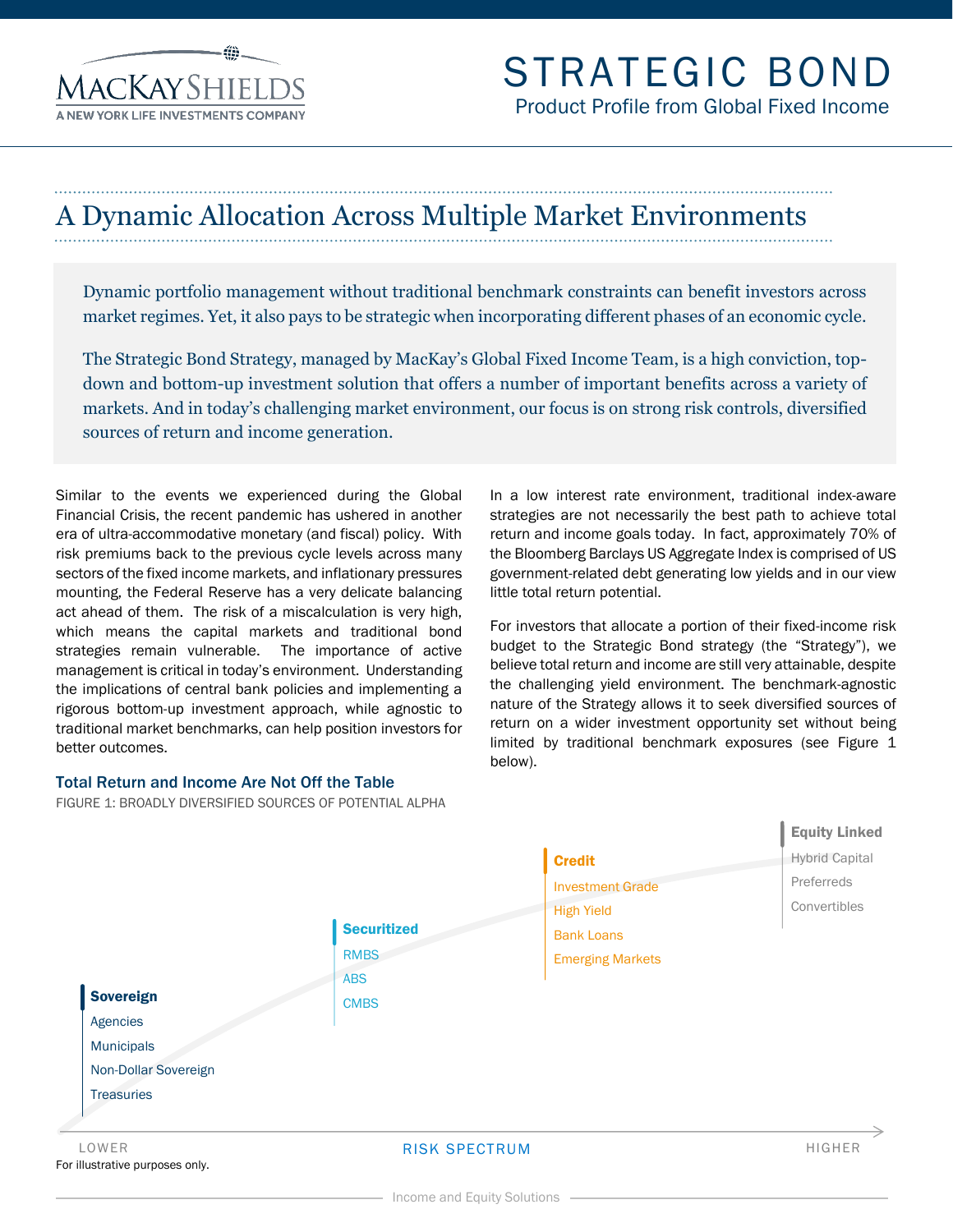MacKay Shields
A NEW YORK LIFE INVESTMENTS COMPANY

# STRATEGIC BOND

Product Profile from Global Fixed Income

## A Dynamic Allocation Across Multiple Market Environments

Dynamic portfolio management without traditional benchmark constraints can benefit investors across market regimes. Yet, it also pays to be strategic when incorporating different phases of an economic cycle.

The Strategic Bond Strategy, managed by MacKay's Global Fixed Income Team, is a high conviction, top-down and bottom-up investment solution that offers a number of important benefits across a variety of markets. And in today's challenging market environment, our focus is on strong risk controls, diversified sources of return and income generation.

Similar to the events we experienced during the Global Financial Crisis, the recent pandemic has ushered in another era of ultra-accommodative monetary (and fiscal) policy. With risk premiums back to the previous cycle levels across many sectors of the fixed income markets, and inflationary pressures mounting, the Federal Reserve has a very delicate balancing act ahead of them. The risk of a miscalculation is very high, which means the capital markets and traditional bond strategies remain vulnerable. The importance of active management is critical in today's environment. Understanding the implications of central bank policies and implementing a rigorous bottom-up investment approach, while agnostic to traditional market benchmarks, can help position investors for better outcomes.

In a low interest rate environment, traditional index-aware strategies are not necessarily the best path to achieve total return and income goals today. In fact, approximately 70% of the Bloomberg Barclays US Aggregate Index is comprised of US government-related debt generating low yields and in our view little total return potential.

For investors that allocate a portion of their fixed-income risk budget to the Strategic Bond strategy (the "Strategy"), we believe total return and income are still very attainable, despite the challenging yield environment. The benchmark-agnostic nature of the Strategy allows it to seek diversified sources of return on a wider investment opportunity set without being limited by traditional benchmark exposures (see Figure 1 below).

### Total Return and Income Are Not Off the Table

FIGURE 1: BROADLY DIVERSIFIED SOURCES OF POTENTIAL ALPHA

**Sovereign**
- Agencies
- Municipals
- Non-Dollar Sovereign
- Treasuries

**Securitized**
- RMBS
- ABS
- CMBS

**Credit**
- Investment Grade
- High Yield
- Bank Loans
- Emerging Markets

**Equity Linked**
- Hybrid Capital
- Preferreds
- Convertibles

LOWER — RISK SPECTRUM — HIGHER

For illustrative purposes only.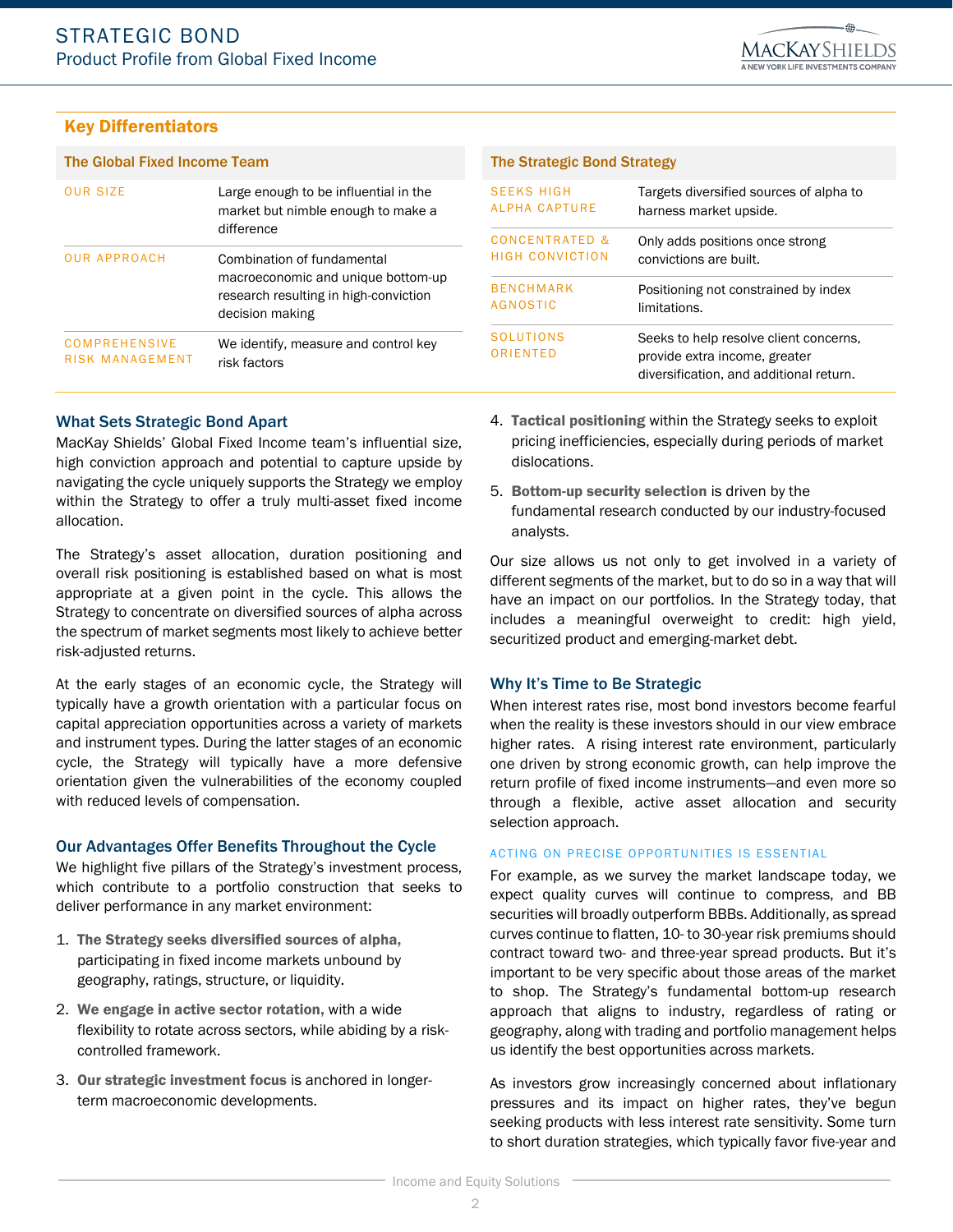## Key Differentiators

| The Global Fixed Income Team | |
|---|---|
| OUR SIZE | Large enough to be influential in the market but nimble enough to make a difference |
| OUR APPROACH | Combination of fundamental macroeconomic and unique bottom-up research resulting in high-conviction decision making |
| COMPREHENSIVE RISK MANAGEMENT | We identify, measure and control key risk factors |

| The Strategic Bond Strategy | |
|---|---|
| SEEKS HIGH ALPHA CAPTURE | Targets diversified sources of alpha to harness market upside. |
| CONCENTRATED & HIGH CONVICTION | Only adds positions once strong convictions are built. |
| BENCHMARK AGNOSTIC | Positioning not constrained by index limitations. |
| SOLUTIONS ORIENTED | Seeks to help resolve client concerns, provide extra income, greater diversification, and additional return. |

### What Sets Strategic Bond Apart

MacKay Shields' Global Fixed Income team's influential size, high conviction approach and potential to capture upside by navigating the cycle uniquely supports the Strategy we employ within the Strategy to offer a truly multi-asset fixed income allocation.

The Strategy's asset allocation, duration positioning and overall risk positioning is established based on what is most appropriate at a given point in the cycle. This allows the Strategy to concentrate on diversified sources of alpha across the spectrum of market segments most likely to achieve better risk-adjusted returns.

At the early stages of an economic cycle, the Strategy will typically have a growth orientation with a particular focus on capital appreciation opportunities across a variety of markets and instrument types. During the latter stages of an economic cycle, the Strategy will typically have a more defensive orientation given the vulnerabilities of the economy coupled with reduced levels of compensation.

### Our Advantages Offer Benefits Throughout the Cycle

We highlight five pillars of the Strategy's investment process, which contribute to a portfolio construction that seeks to deliver performance in any market environment:

1. **The Strategy seeks diversified sources of alpha,** participating in fixed income markets unbound by geography, ratings, structure, or liquidity.
2. **We engage in active sector rotation,** with a wide flexibility to rotate across sectors, while abiding by a risk-controlled framework.
3. **Our strategic investment focus** is anchored in longer-term macroeconomic developments.
4. **Tactical positioning** within the Strategy seeks to exploit pricing inefficiencies, especially during periods of market dislocations.
5. **Bottom-up security selection** is driven by the fundamental research conducted by our industry-focused analysts.

Our size allows us not only to get involved in a variety of different segments of the market, but to do so in a way that will have an impact on our portfolios. In the Strategy today, that includes a meaningful overweight to credit: high yield, securitized product and emerging-market debt.

### Why It's Time to Be Strategic

When interest rates rise, most bond investors become fearful when the reality is these investors should in our view embrace higher rates. A rising interest rate environment, particularly one driven by strong economic growth, can help improve the return profile of fixed income instruments—and even more so through a flexible, active asset allocation and security selection approach.

#### ACTING ON PRECISE OPPORTUNITIES IS ESSENTIAL

For example, as we survey the market landscape today, we expect quality curves will continue to compress, and BB securities will broadly outperform BBBs. Additionally, as spread curves continue to flatten, 10- to 30-year risk premiums should contract toward two- and three-year spread products. But it's important to be very specific about those areas of the market to shop. The Strategy's fundamental bottom-up research approach that aligns to industry, regardless of rating or geography, along with trading and portfolio management helps us identify the best opportunities across markets.

As investors grow increasingly concerned about inflationary pressures and its impact on higher rates, they've begun seeking products with less interest rate sensitivity. Some turn to short duration strategies, which typically favor five-year and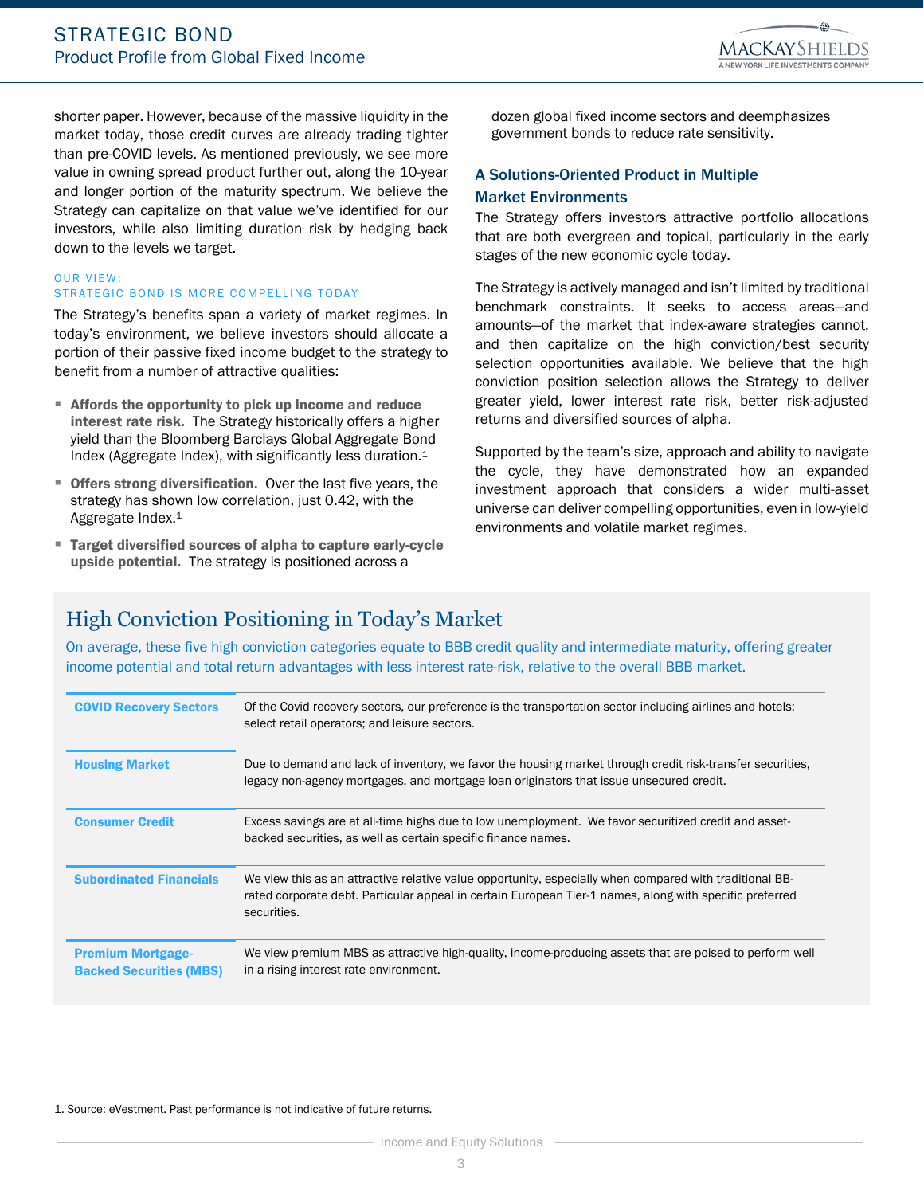shorter paper. However, because of the massive liquidity in the market today, those credit curves are already trading tighter than pre-COVID levels. As mentioned previously, we see more value in owning spread product further out, along the 10-year and longer portion of the maturity spectrum. We believe the Strategy can capitalize on that value we've identified for our investors, while also limiting duration risk by hedging back down to the levels we target.

### OUR VIEW: STRATEGIC BOND IS MORE COMPELLING TODAY

The Strategy's benefits span a variety of market regimes. In today's environment, we believe investors should allocate a portion of their passive fixed income budget to the strategy to benefit from a number of attractive qualities:

- **Affords the opportunity to pick up income and reduce interest rate risk.** The Strategy historically offers a higher yield than the Bloomberg Barclays Global Aggregate Bond Index (Aggregate Index), with significantly less duration.[1]
- **Offers strong diversification.** Over the last five years, the strategy has shown low correlation, just 0.42, with the Aggregate Index.[1]
- **Target diversified sources of alpha to capture early-cycle upside potential.** The strategy is positioned across a dozen global fixed income sectors and deemphasizes government bonds to reduce rate sensitivity.

### A Solutions-Oriented Product in Multiple Market Environments

The Strategy offers investors attractive portfolio allocations that are both evergreen and topical, particularly in the early stages of the new economic cycle today.

The Strategy is actively managed and isn't limited by traditional benchmark constraints. It seeks to access areas—and amounts—of the market that index-aware strategies cannot, and then capitalize on the high conviction/best security selection opportunities available. We believe that the high conviction position selection allows the Strategy to deliver greater yield, lower interest rate risk, better risk-adjusted returns and diversified sources of alpha.

Supported by the team's size, approach and ability to navigate the cycle, they have demonstrated how an expanded investment approach that considers a wider multi-asset universe can deliver compelling opportunities, even in low-yield environments and volatile market regimes.

## High Conviction Positioning in Today's Market

On average, these five high conviction categories equate to BBB credit quality and intermediate maturity, offering greater income potential and total return advantages with less interest rate-risk, relative to the overall BBB market.

| Category | Description |
|---|---|
| **COVID Recovery Sectors** | Of the Covid recovery sectors, our preference is the transportation sector including airlines and hotels; select retail operators; and leisure sectors. |
| **Housing Market** | Due to demand and lack of inventory, we favor the housing market through credit risk-transfer securities, legacy non-agency mortgages, and mortgage loan originators that issue unsecured credit. |
| **Consumer Credit** | Excess savings are at all-time highs due to low unemployment. We favor securitized credit and asset-backed securities, as well as certain specific finance names. |
| **Subordinated Financials** | We view this as an attractive relative value opportunity, especially when compared with traditional BB-rated corporate debt. Particular appeal in certain European Tier-1 names, along with specific preferred securities. |
| **Premium Mortgage-Backed Securities (MBS)** | We view premium MBS as attractive high-quality, income-producing assets that are poised to perform well in a rising interest rate environment. |

1. Source: eVestment. Past performance is not indicative of future returns.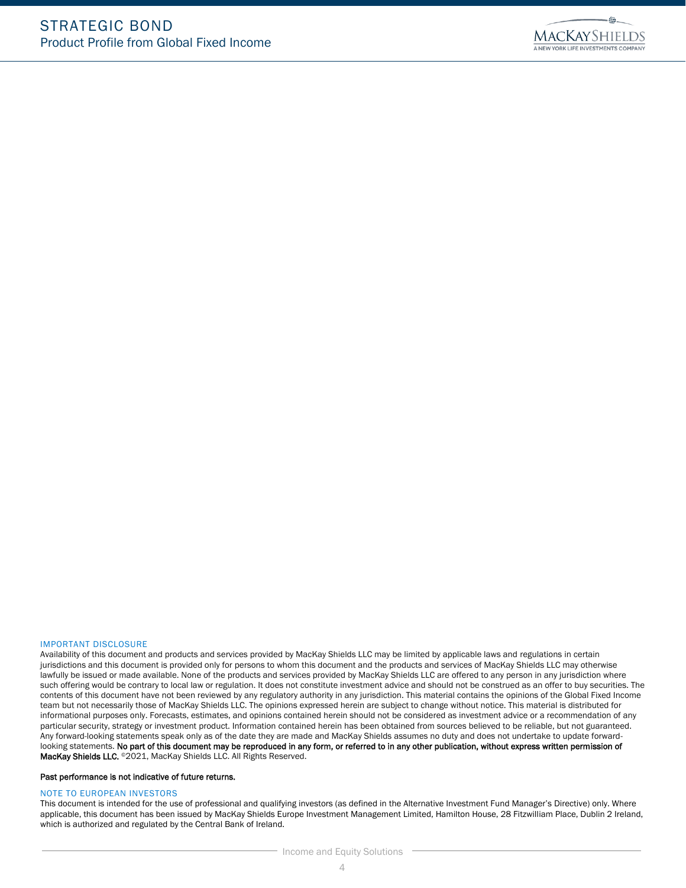IMPORTANT DISCLOSURE

Availability of this document and products and services provided by MacKay Shields LLC may be limited by applicable laws and regulations in certain jurisdictions and this document is provided only for persons to whom this document and the products and services of MacKay Shields LLC may otherwise lawfully be issued or made available. None of the products and services provided by MacKay Shields LLC are offered to any person in any jurisdiction where such offering would be contrary to local law or regulation. It does not constitute investment advice and should not be construed as an offer to buy securities. The contents of this document have not been reviewed by any regulatory authority in any jurisdiction. This material contains the opinions of the Global Fixed Income team but not necessarily those of MacKay Shields LLC. The opinions expressed herein are subject to change without notice. This material is distributed for informational purposes only. Forecasts, estimates, and opinions contained herein should not be considered as investment advice or a recommendation of any particular security, strategy or investment product. Information contained herein has been obtained from sources believed to be reliable, but not guaranteed. Any forward-looking statements speak only as of the date they are made and MacKay Shields assumes no duty and does not undertake to update forward-looking statements. **No part of this document may be reproduced in any form, or referred to in any other publication, without express written permission of MacKay Shields LLC.** ©2021, MacKay Shields LLC. All Rights Reserved.

**Past performance is not indicative of future returns.**

NOTE TO EUROPEAN INVESTORS

This document is intended for the use of professional and qualifying investors (as defined in the Alternative Investment Fund Manager's Directive) only. Where applicable, this document has been issued by MacKay Shields Europe Investment Management Limited, Hamilton House, 28 Fitzwilliam Place, Dublin 2 Ireland, which is authorized and regulated by the Central Bank of Ireland.